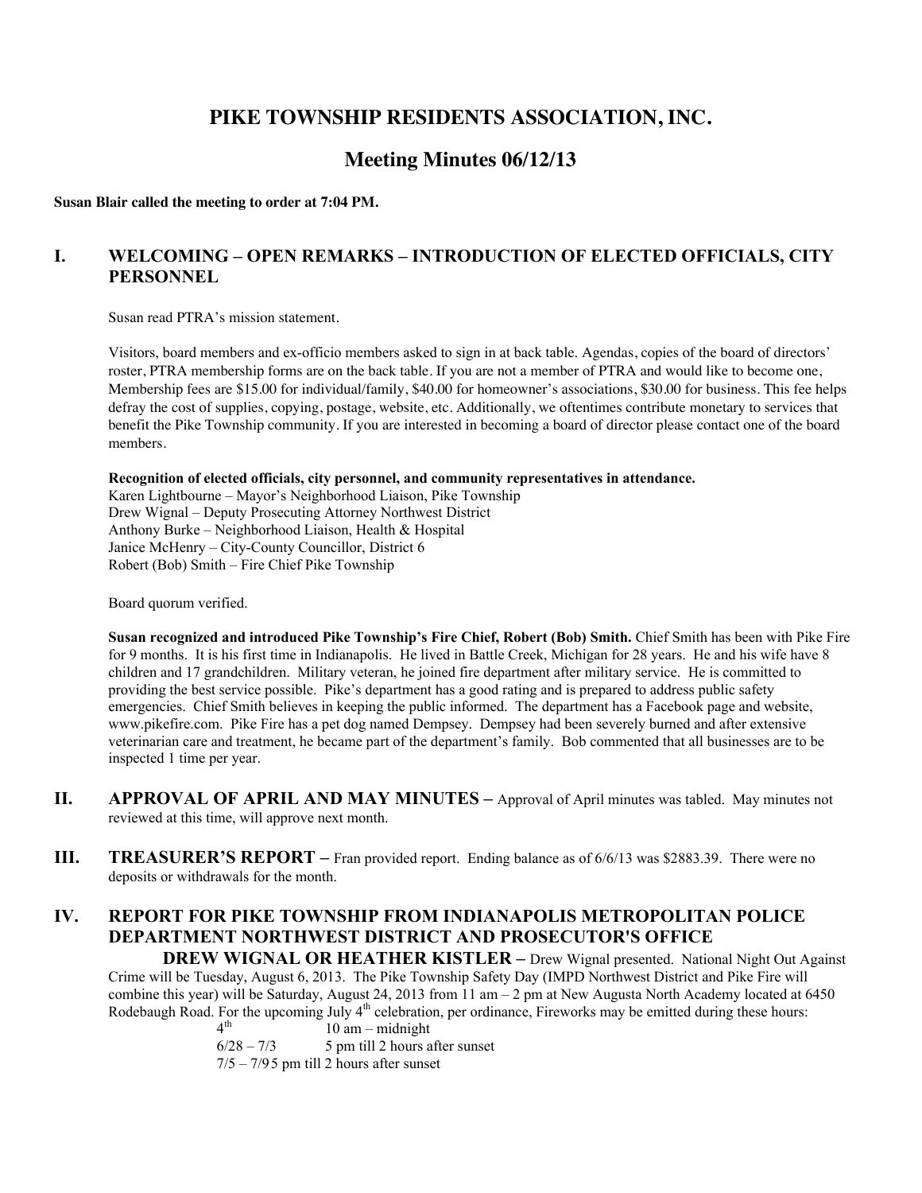# PIKE TOWNSHIP RESIDENTS ASSOCIATION, INC.

## Meeting Minutes 06/12/13

**Susan Blair called the meeting to order at 7:04 PM.**

## I. WELCOMING – OPEN REMARKS – INTRODUCTION OF ELECTED OFFICIALS, CITY PERSONNEL

Susan read PTRA's mission statement.

Visitors, board members and ex-officio members asked to sign in at back table. Agendas, copies of the board of directors' roster, PTRA membership forms are on the back table. If you are not a member of PTRA and would like to become one, Membership fees are $15.00 for individual/family, $40.00 for homeowner's associations, $30.00 for business. This fee helps defray the cost of supplies, copying, postage, website, etc. Additionally, we oftentimes contribute monetary to services that benefit the Pike Township community. If you are interested in becoming a board of director please contact one of the board members.

**Recognition of elected officials, city personnel, and community representatives in attendance.**
Karen Lightbourne – Mayor's Neighborhood Liaison, Pike Township
Drew Wignal – Deputy Prosecuting Attorney Northwest District
Anthony Burke – Neighborhood Liaison, Health & Hospital
Janice McHenry – City-County Councillor, District 6
Robert (Bob) Smith – Fire Chief Pike Township

Board quorum verified.

**Susan recognized and introduced Pike Township's Fire Chief, Robert (Bob) Smith.** Chief Smith has been with Pike Fire for 9 months. It is his first time in Indianapolis. He lived in Battle Creek, Michigan for 28 years. He and his wife have 8 children and 17 grandchildren. Military veteran, he joined fire department after military service. He is committed to providing the best service possible. Pike's department has a good rating and is prepared to address public safety emergencies. Chief Smith believes in keeping the public informed. The department has a Facebook page and website, www.pikefire.com. Pike Fire has a pet dog named Dempsey. Dempsey had been severely burned and after extensive veterinarian care and treatment, he became part of the department's family. Bob commented that all businesses are to be inspected 1 time per year.

## II. APPROVAL OF APRIL AND MAY MINUTES –

Approval of April minutes was tabled. May minutes not reviewed at this time, will approve next month.

## III. TREASURER'S REPORT –

Fran provided report. Ending balance as of 6/6/13 was $2883.39. There were no deposits or withdrawals for the month.

## IV. REPORT FOR PIKE TOWNSHIP FROM INDIANAPOLIS METROPOLITAN POLICE DEPARTMENT NORTHWEST DISTRICT AND PROSECUTOR'S OFFICE

**DREW WIGNAL OR HEATHER KISTLER –** Drew Wignal presented. National Night Out Against Crime will be Tuesday, August 6, 2013. The Pike Township Safety Day (IMPD Northwest District and Pike Fire will combine this year) will be Saturday, August 24, 2013 from 11 am – 2 pm at New Augusta North Academy located at 6450 Rodebaugh Road. For the upcoming July 4th celebration, per ordinance, Fireworks may be emitted during these hours:

4th 10 am – midnight
6/28 – 7/3 5 pm till 2 hours after sunset
7/5 – 7/95 pm till 2 hours after sunset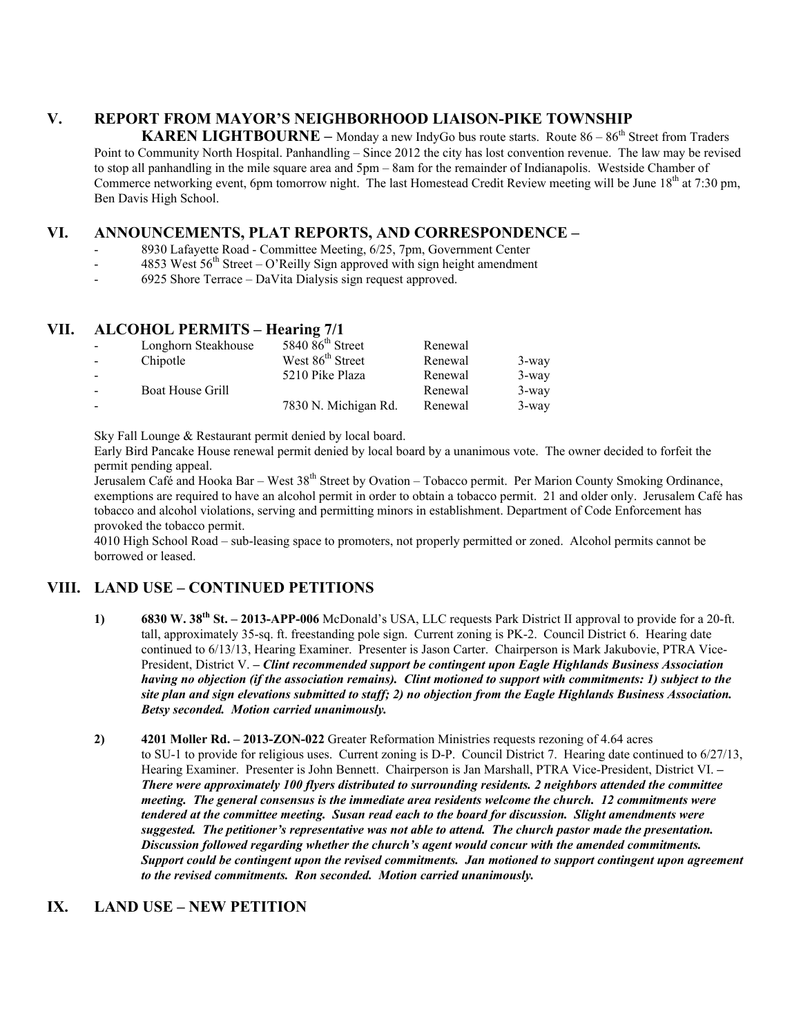## V. REPORT FROM MAYOR'S NEIGHBORHOOD LIAISON-PIKE TOWNSHIP

**KAREN LIGHTBOURNE –** Monday a new IndyGo bus route starts. Route 86 – 86th Street from Traders Point to Community North Hospital. Panhandling – Since 2012 the city has lost convention revenue. The law may be revised to stop all panhandling in the mile square area and 5pm – 8am for the remainder of Indianapolis. Westside Chamber of Commerce networking event, 6pm tomorrow night. The last Homestead Credit Review meeting will be June 18th at 7:30 pm, Ben Davis High School.

## VI. ANNOUNCEMENTS, PLAT REPORTS, AND CORRESPONDENCE –

- 8930 Lafayette Road - Committee Meeting, 6/25, 7pm, Government Center
- 4853 West 56th Street – O'Reilly Sign approved with sign height amendment
- 6925 Shore Terrace – DaVita Dialysis sign request approved.

## VII. ALCOHOL PERMITS – Hearing 7/1

| | | | | |
|---|---|---|---|---|
| - | Longhorn Steakhouse | 5840 86th Street | Renewal | |
| - | Chipotle | West 86th Street | Renewal | 3-way |
| - | | 5210 Pike Plaza | Renewal | 3-way |
| - | Boat House Grill | | Renewal | 3-way |
| - | | 7830 N. Michigan Rd. | Renewal | 3-way |

Sky Fall Lounge & Restaurant permit denied by local board.

Early Bird Pancake House renewal permit denied by local board by a unanimous vote. The owner decided to forfeit the permit pending appeal.

Jerusalem Café and Hooka Bar – West 38th Street by Ovation – Tobacco permit. Per Marion County Smoking Ordinance, exemptions are required to have an alcohol permit in order to obtain a tobacco permit. 21 and older only. Jerusalem Café has tobacco and alcohol violations, serving and permitting minors in establishment. Department of Code Enforcement has provoked the tobacco permit.

4010 High School Road – sub-leasing space to promoters, not properly permitted or zoned. Alcohol permits cannot be borrowed or leased.

## VIII. LAND USE – CONTINUED PETITIONS

1) **6830 W. 38th St. – 2013-APP-006** McDonald's USA, LLC requests Park District II approval to provide for a 20-ft. tall, approximately 35-sq. ft. freestanding pole sign. Current zoning is PK-2. Council District 6. Hearing date continued to 6/13/13, Hearing Examiner. Presenter is Jason Carter. Chairperson is Mark Jakubovie, PTRA Vice-President, District V. **–** ***Clint recommended support be contingent upon Eagle Highlands Business Association having no objection (if the association remains). Clint motioned to support with commitments: 1) subject to the site plan and sign elevations submitted to staff; 2) no objection from the Eagle Highlands Business Association. Betsy seconded. Motion carried unanimously.***

2) **4201 Moller Rd. – 2013-ZON-022** Greater Reformation Ministries requests rezoning of 4.64 acres to SU-1 to provide for religious uses. Current zoning is D-P. Council District 7. Hearing date continued to 6/27/13, Hearing Examiner. Presenter is John Bennett. Chairperson is Jan Marshall, PTRA Vice-President, District VI. **–** ***There were approximately 100 flyers distributed to surrounding residents. 2 neighbors attended the committee meeting. The general consensus is the immediate area residents welcome the church. 12 commitments were tendered at the committee meeting. Susan read each to the board for discussion. Slight amendments were suggested. The petitioner's representative was not able to attend. The church pastor made the presentation. Discussion followed regarding whether the church's agent would concur with the amended commitments. Support could be contingent upon the revised commitments. Jan motioned to support contingent upon agreement to the revised commitments. Ron seconded. Motion carried unanimously.***

## IX. LAND USE – NEW PETITION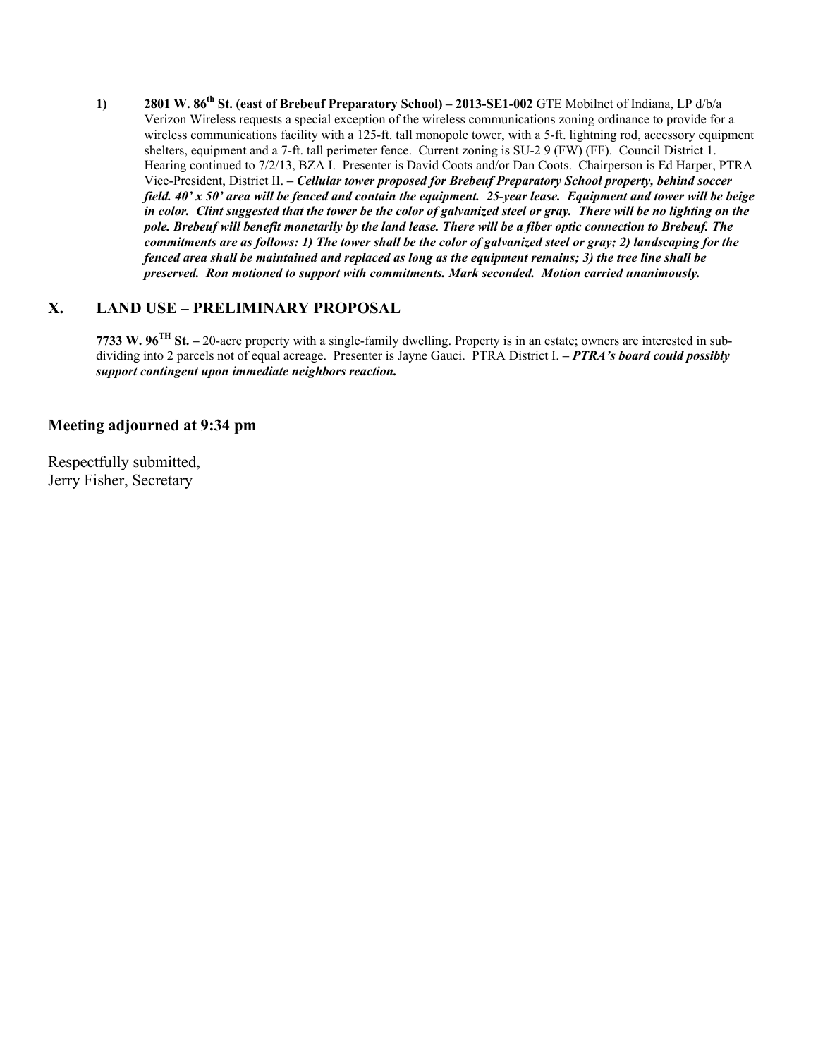1) **2801 W. 86th St. (east of Brebeuf Preparatory School) – 2013-SE1-002** GTE Mobilnet of Indiana, LP d/b/a Verizon Wireless requests a special exception of the wireless communications zoning ordinance to provide for a wireless communications facility with a 125-ft. tall monopole tower, with a 5-ft. lightning rod, accessory equipment shelters, equipment and a 7-ft. tall perimeter fence. Current zoning is SU-2 9 (FW) (FF). Council District 1. Hearing continued to 7/2/13, BZA I. Presenter is David Coots and/or Dan Coots. Chairperson is Ed Harper, PTRA Vice-President, District II. – ***Cellular tower proposed for Brebeuf Preparatory School property, behind soccer field. 40' x 50' area will be fenced and contain the equipment. 25-year lease. Equipment and tower will be beige in color. Clint suggested that the tower be the color of galvanized steel or gray. There will be no lighting on the pole. Brebeuf will benefit monetarily by the land lease. There will be a fiber optic connection to Brebeuf. The commitments are as follows: 1) The tower shall be the color of galvanized steel or gray; 2) landscaping for the fenced area shall be maintained and replaced as long as the equipment remains; 3) the tree line shall be preserved. Ron motioned to support with commitments. Mark seconded. Motion carried unanimously.***

## X. LAND USE – PRELIMINARY PROPOSAL

**7733 W. 96TH St.** – 20-acre property with a single-family dwelling. Property is in an estate; owners are interested in sub-dividing into 2 parcels not of equal acreage. Presenter is Jayne Gauci. PTRA District I. – ***PTRA's board could possibly support contingent upon immediate neighbors reaction.***

### Meeting adjourned at 9:34 pm

Respectfully submitted,
Jerry Fisher, Secretary